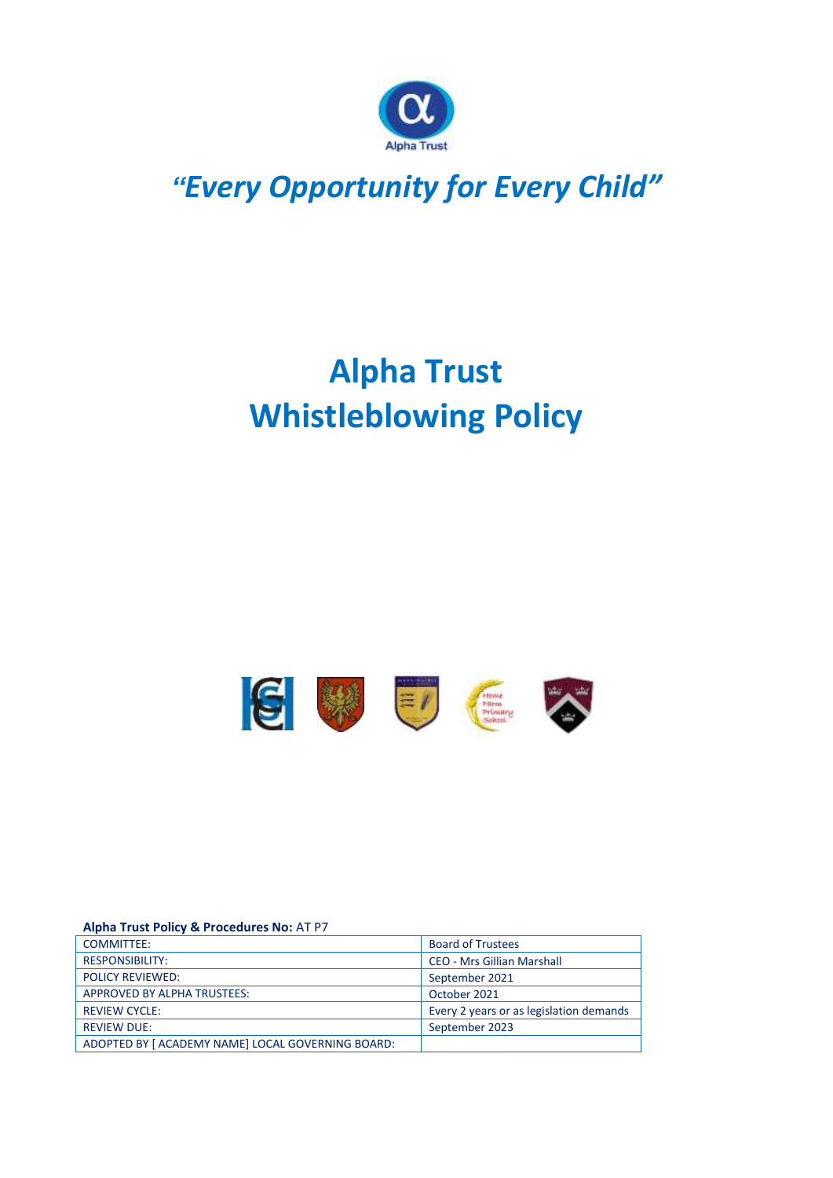Alpha Trust

*"Every Opportunity for Every Child"*

# Alpha Trust
# Whistleblowing Policy

**Alpha Trust Policy & Procedures No:** AT P7

| | |
|---|---|
| COMMITTEE: | Board of Trustees |
| RESPONSIBILITY: | CEO - Mrs Gillian Marshall |
| POLICY REVIEWED: | September 2021 |
| APPROVED BY ALPHA TRUSTEES: | October 2021 |
| REVIEW CYCLE: | Every 2 years or as legislation demands |
| REVIEW DUE: | September 2023 |
| ADOPTED BY [ ACADEMY NAME] LOCAL GOVERNING BOARD: | |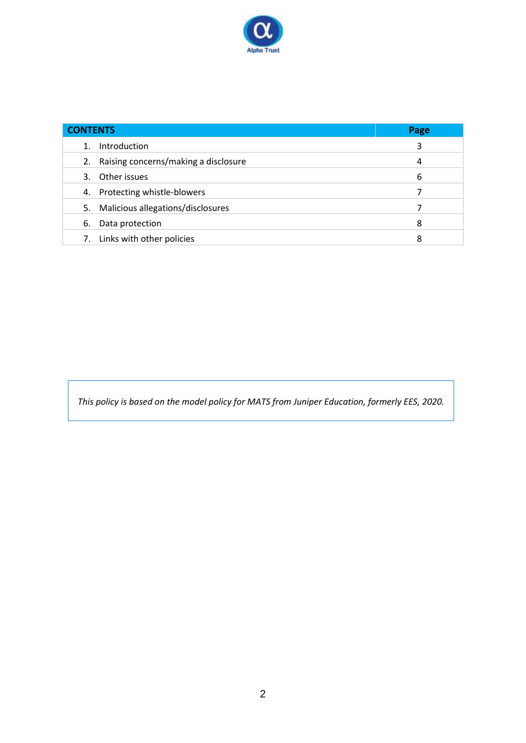| CONTENTS | Page |
|---|---|
| 1. Introduction | 3 |
| 2. Raising concerns/making a disclosure | 4 |
| 3. Other issues | 6 |
| 4. Protecting whistle-blowers | 7 |
| 5. Malicious allegations/disclosures | 7 |
| 6. Data protection | 8 |
| 7. Links with other policies | 8 |

*This policy is based on the model policy for MATS from Juniper Education, formerly EES, 2020.*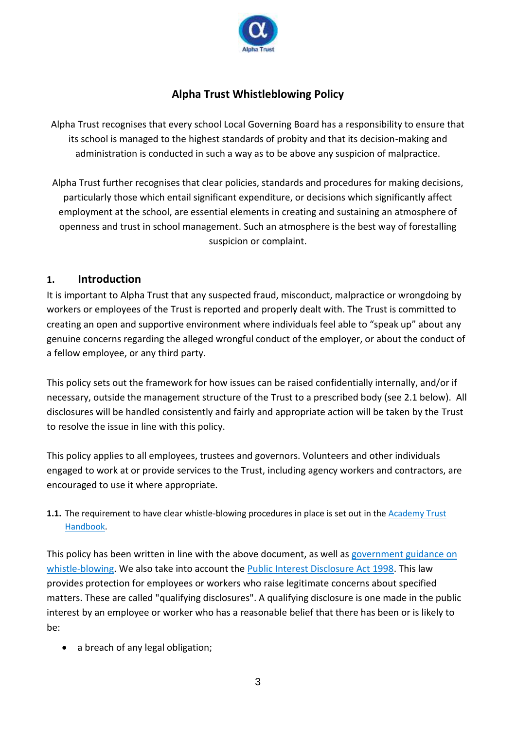# Alpha Trust Whistleblowing Policy

Alpha Trust recognises that every school Local Governing Board has a responsibility to ensure that its school is managed to the highest standards of probity and that its decision-making and administration is conducted in such a way as to be above any suspicion of malpractice.

Alpha Trust further recognises that clear policies, standards and procedures for making decisions, particularly those which entail significant expenditure, or decisions which significantly affect employment at the school, are essential elements in creating and sustaining an atmosphere of openness and trust in school management. Such an atmosphere is the best way of forestalling suspicion or complaint.

## 1. Introduction

It is important to Alpha Trust that any suspected fraud, misconduct, malpractice or wrongdoing by workers or employees of the Trust is reported and properly dealt with. The Trust is committed to creating an open and supportive environment where individuals feel able to "speak up" about any genuine concerns regarding the alleged wrongful conduct of the employer, or about the conduct of a fellow employee, or any third party.

This policy sets out the framework for how issues can be raised confidentially internally, and/or if necessary, outside the management structure of the Trust to a prescribed body (see 2.1 below). All disclosures will be handled consistently and fairly and appropriate action will be taken by the Trust to resolve the issue in line with this policy.

This policy applies to all employees, trustees and governors. Volunteers and other individuals engaged to work at or provide services to the Trust, including agency workers and contractors, are encouraged to use it where appropriate.

**1.1.** The requirement to have clear whistle-blowing procedures in place is set out in the [Academy Trust Handbook](#).

This policy has been written in line with the above document, as well as [government guidance on whistle-blowing](#). We also take into account the [Public Interest Disclosure Act 1998](#). This law provides protection for employees or workers who raise legitimate concerns about specified matters. These are called "qualifying disclosures". A qualifying disclosure is one made in the public interest by an employee or worker who has a reasonable belief that there has been or is likely to be:

- a breach of any legal obligation;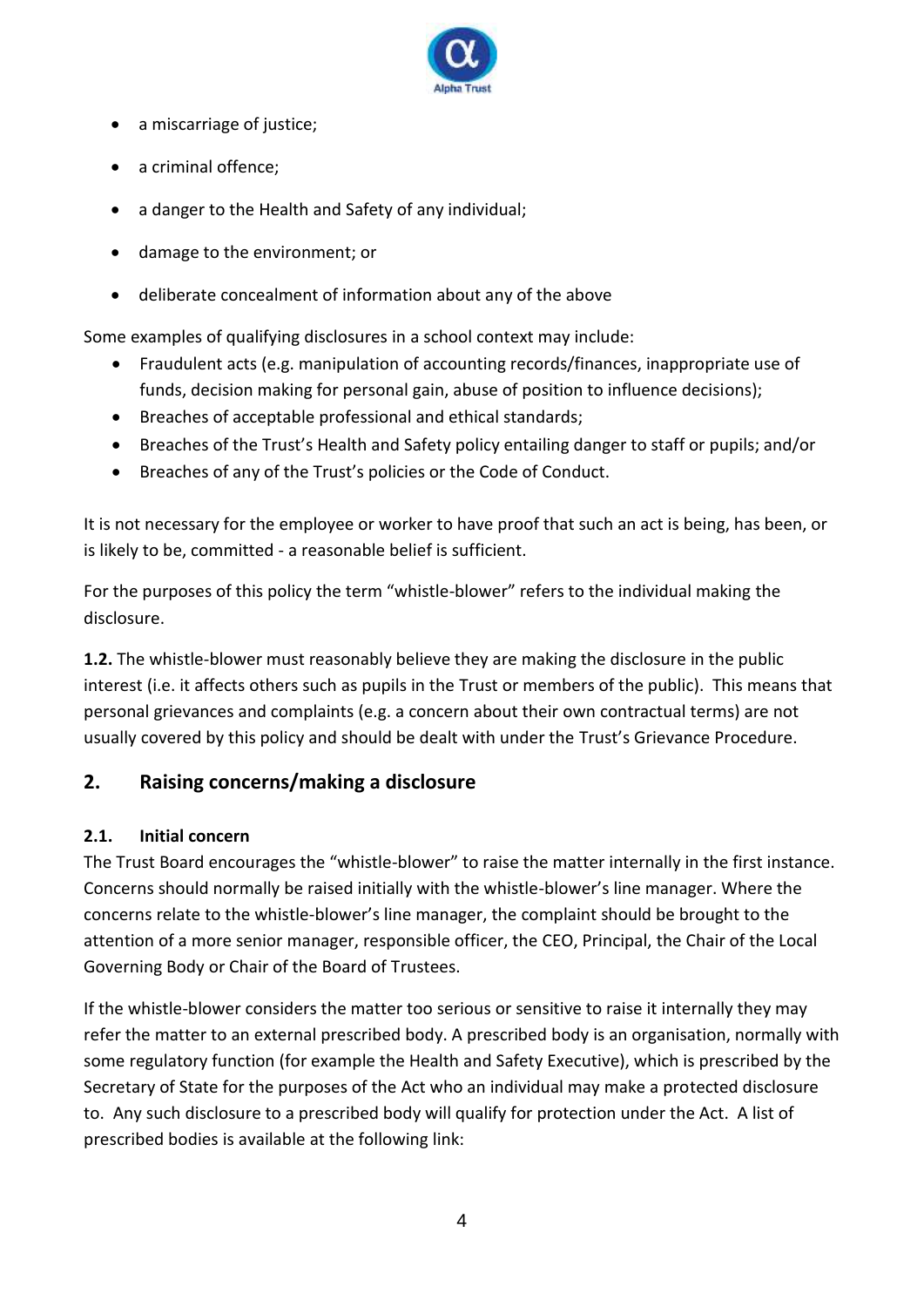- a miscarriage of justice;
- a criminal offence;
- a danger to the Health and Safety of any individual;
- damage to the environment; or
- deliberate concealment of information about any of the above

Some examples of qualifying disclosures in a school context may include:

- Fraudulent acts (e.g. manipulation of accounting records/finances, inappropriate use of funds, decision making for personal gain, abuse of position to influence decisions);
- Breaches of acceptable professional and ethical standards;
- Breaches of the Trust's Health and Safety policy entailing danger to staff or pupils; and/or
- Breaches of any of the Trust's policies or the Code of Conduct.

It is not necessary for the employee or worker to have proof that such an act is being, has been, or is likely to be, committed - a reasonable belief is sufficient.

For the purposes of this policy the term "whistle-blower" refers to the individual making the disclosure.

**1.2.** The whistle-blower must reasonably believe they are making the disclosure in the public interest (i.e. it affects others such as pupils in the Trust or members of the public). This means that personal grievances and complaints (e.g. a concern about their own contractual terms) are not usually covered by this policy and should be dealt with under the Trust's Grievance Procedure.

## 2. Raising concerns/making a disclosure

### 2.1. Initial concern

The Trust Board encourages the "whistle-blower" to raise the matter internally in the first instance. Concerns should normally be raised initially with the whistle-blower's line manager. Where the concerns relate to the whistle-blower's line manager, the complaint should be brought to the attention of a more senior manager, responsible officer, the CEO, Principal, the Chair of the Local Governing Body or Chair of the Board of Trustees.

If the whistle-blower considers the matter too serious or sensitive to raise it internally they may refer the matter to an external prescribed body. A prescribed body is an organisation, normally with some regulatory function (for example the Health and Safety Executive), which is prescribed by the Secretary of State for the purposes of the Act who an individual may make a protected disclosure to. Any such disclosure to a prescribed body will qualify for protection under the Act. A list of prescribed bodies is available at the following link: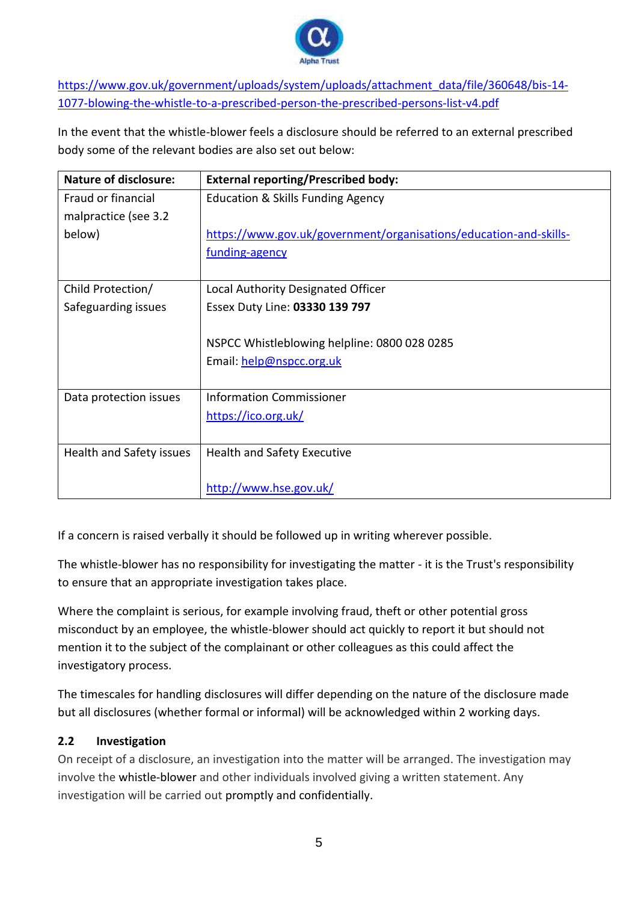https://www.gov.uk/government/uploads/system/uploads/attachment_data/file/360648/bis-14-1077-blowing-the-whistle-to-a-prescribed-person-the-prescribed-persons-list-v4.pdf

In the event that the whistle-blower feels a disclosure should be referred to an external prescribed body some of the relevant bodies are also set out below:

| **Nature of disclosure:** | **External reporting/Prescribed body:** |
|---|---|
| Fraud or financial malpractice (see 3.2 below) | Education & Skills Funding Agency<br><br>https://www.gov.uk/government/organisations/education-and-skills-funding-agency |
| Child Protection/ Safeguarding issues | Local Authority Designated Officer<br>Essex Duty Line: **03330 139 797**<br><br>NSPCC Whistleblowing helpline: 0800 028 0285<br>Email: help@nspcc.org.uk |
| Data protection issues | Information Commissioner<br>https://ico.org.uk/ |
| Health and Safety issues | Health and Safety Executive<br><br>http://www.hse.gov.uk/ |

If a concern is raised verbally it should be followed up in writing wherever possible.

The whistle-blower has no responsibility for investigating the matter - it is the Trust's responsibility to ensure that an appropriate investigation takes place.

Where the complaint is serious, for example involving fraud, theft or other potential gross misconduct by an employee, the whistle-blower should act quickly to report it but should not mention it to the subject of the complainant or other colleagues as this could affect the investigatory process.

The timescales for handling disclosures will differ depending on the nature of the disclosure made but all disclosures (whether formal or informal) will be acknowledged within 2 working days.

### 2.2 Investigation

On receipt of a disclosure, an investigation into the matter will be arranged. The investigation may involve the whistle-blower and other individuals involved giving a written statement. Any investigation will be carried out promptly and confidentially.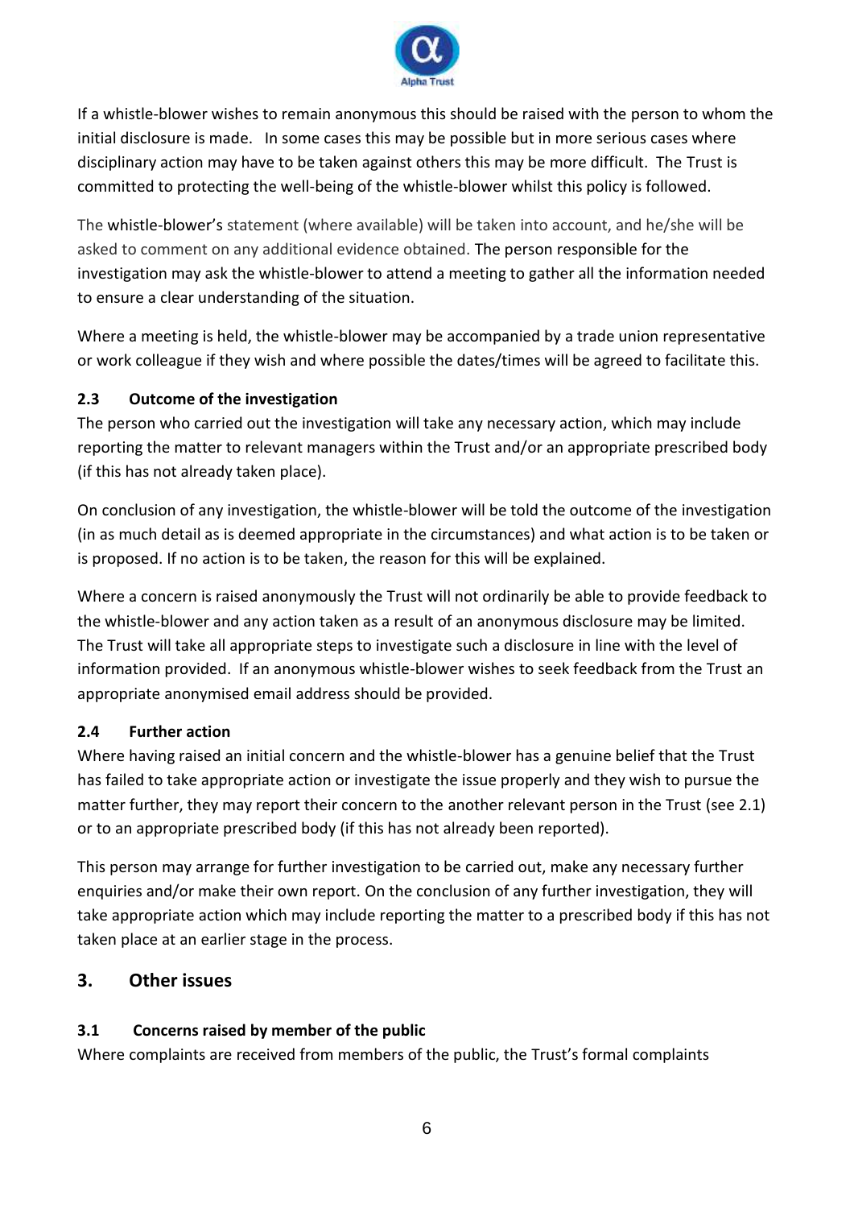If a whistle-blower wishes to remain anonymous this should be raised with the person to whom the initial disclosure is made. In some cases this may be possible but in more serious cases where disciplinary action may have to be taken against others this may be more difficult. The Trust is committed to protecting the well-being of the whistle-blower whilst this policy is followed.

The whistle-blower's statement (where available) will be taken into account, and he/she will be asked to comment on any additional evidence obtained. The person responsible for the investigation may ask the whistle-blower to attend a meeting to gather all the information needed to ensure a clear understanding of the situation.

Where a meeting is held, the whistle-blower may be accompanied by a trade union representative or work colleague if they wish and where possible the dates/times will be agreed to facilitate this.

### 2.3 Outcome of the investigation

The person who carried out the investigation will take any necessary action, which may include reporting the matter to relevant managers within the Trust and/or an appropriate prescribed body (if this has not already taken place).

On conclusion of any investigation, the whistle-blower will be told the outcome of the investigation (in as much detail as is deemed appropriate in the circumstances) and what action is to be taken or is proposed. If no action is to be taken, the reason for this will be explained.

Where a concern is raised anonymously the Trust will not ordinarily be able to provide feedback to the whistle-blower and any action taken as a result of an anonymous disclosure may be limited. The Trust will take all appropriate steps to investigate such a disclosure in line with the level of information provided. If an anonymous whistle-blower wishes to seek feedback from the Trust an appropriate anonymised email address should be provided.

### 2.4 Further action

Where having raised an initial concern and the whistle-blower has a genuine belief that the Trust has failed to take appropriate action or investigate the issue properly and they wish to pursue the matter further, they may report their concern to the another relevant person in the Trust (see 2.1) or to an appropriate prescribed body (if this has not already been reported).

This person may arrange for further investigation to be carried out, make any necessary further enquiries and/or make their own report. On the conclusion of any further investigation, they will take appropriate action which may include reporting the matter to a prescribed body if this has not taken place at an earlier stage in the process.

## 3. Other issues

### 3.1 Concerns raised by member of the public

Where complaints are received from members of the public, the Trust's formal complaints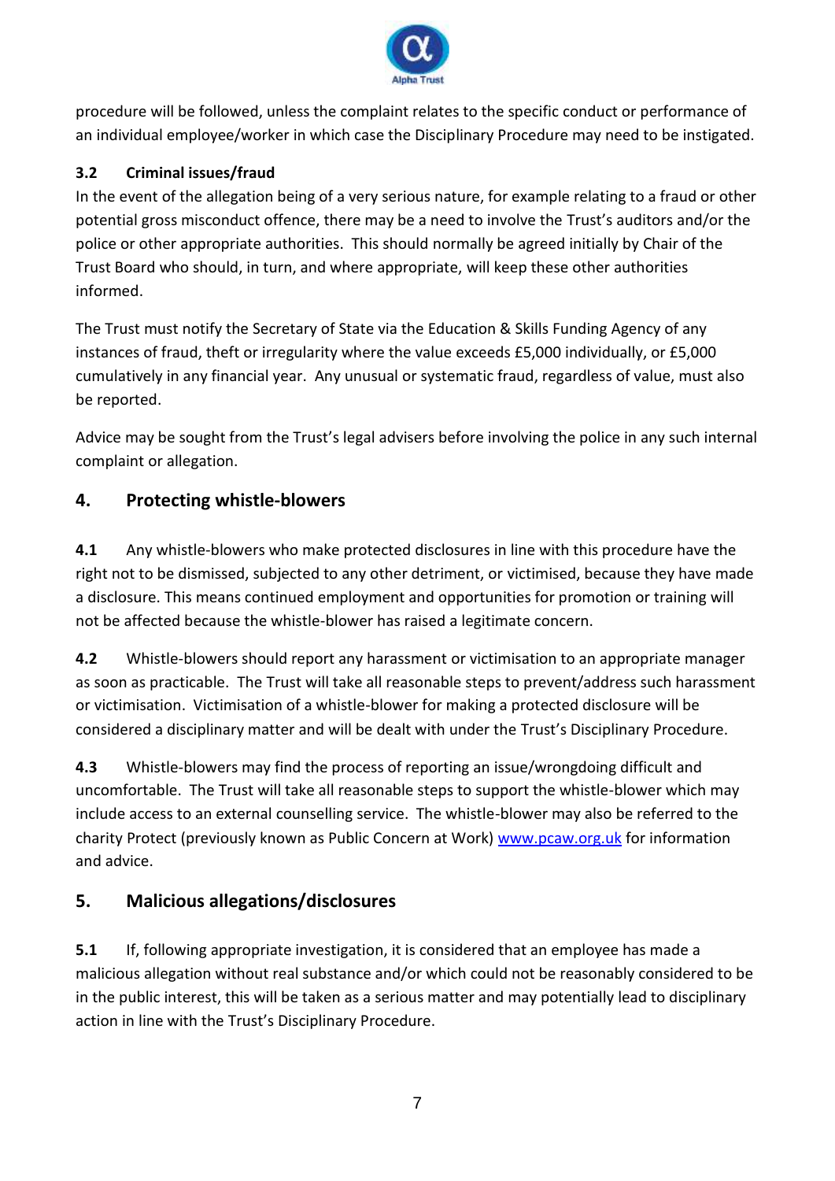procedure will be followed, unless the complaint relates to the specific conduct or performance of an individual employee/worker in which case the Disciplinary Procedure may need to be instigated.

### 3.2 Criminal issues/fraud

In the event of the allegation being of a very serious nature, for example relating to a fraud or other potential gross misconduct offence, there may be a need to involve the Trust's auditors and/or the police or other appropriate authorities. This should normally be agreed initially by Chair of the Trust Board who should, in turn, and where appropriate, will keep these other authorities informed.

The Trust must notify the Secretary of State via the Education & Skills Funding Agency of any instances of fraud, theft or irregularity where the value exceeds £5,000 individually, or £5,000 cumulatively in any financial year. Any unusual or systematic fraud, regardless of value, must also be reported.

Advice may be sought from the Trust's legal advisers before involving the police in any such internal complaint or allegation.

## 4. Protecting whistle-blowers

**4.1** Any whistle-blowers who make protected disclosures in line with this procedure have the right not to be dismissed, subjected to any other detriment, or victimised, because they have made a disclosure. This means continued employment and opportunities for promotion or training will not be affected because the whistle-blower has raised a legitimate concern.

**4.2** Whistle-blowers should report any harassment or victimisation to an appropriate manager as soon as practicable. The Trust will take all reasonable steps to prevent/address such harassment or victimisation. Victimisation of a whistle-blower for making a protected disclosure will be considered a disciplinary matter and will be dealt with under the Trust's Disciplinary Procedure.

**4.3** Whistle-blowers may find the process of reporting an issue/wrongdoing difficult and uncomfortable. The Trust will take all reasonable steps to support the whistle-blower which may include access to an external counselling service. The whistle-blower may also be referred to the charity Protect (previously known as Public Concern at Work) [www.pcaw.org.uk](http://www.pcaw.org.uk) for information and advice.

## 5. Malicious allegations/disclosures

**5.1** If, following appropriate investigation, it is considered that an employee has made a malicious allegation without real substance and/or which could not be reasonably considered to be in the public interest, this will be taken as a serious matter and may potentially lead to disciplinary action in line with the Trust's Disciplinary Procedure.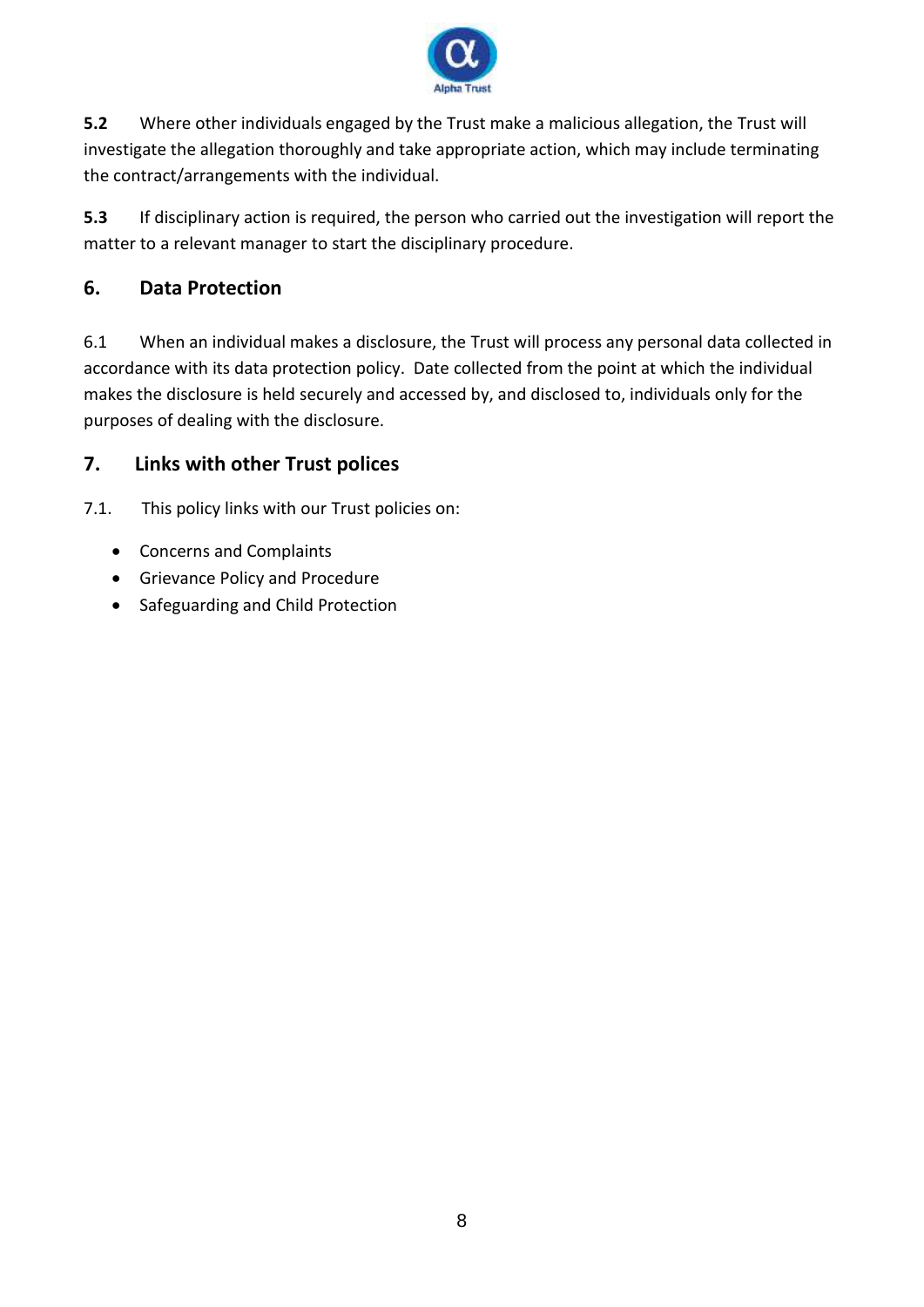**5.2** Where other individuals engaged by the Trust make a malicious allegation, the Trust will investigate the allegation thoroughly and take appropriate action, which may include terminating the contract/arrangements with the individual.

**5.3** If disciplinary action is required, the person who carried out the investigation will report the matter to a relevant manager to start the disciplinary procedure.

## 6. Data Protection

6.1 When an individual makes a disclosure, the Trust will process any personal data collected in accordance with its data protection policy. Date collected from the point at which the individual makes the disclosure is held securely and accessed by, and disclosed to, individuals only for the purposes of dealing with the disclosure.

## 7. Links with other Trust polices

7.1. This policy links with our Trust policies on:

- Concerns and Complaints
- Grievance Policy and Procedure
- Safeguarding and Child Protection